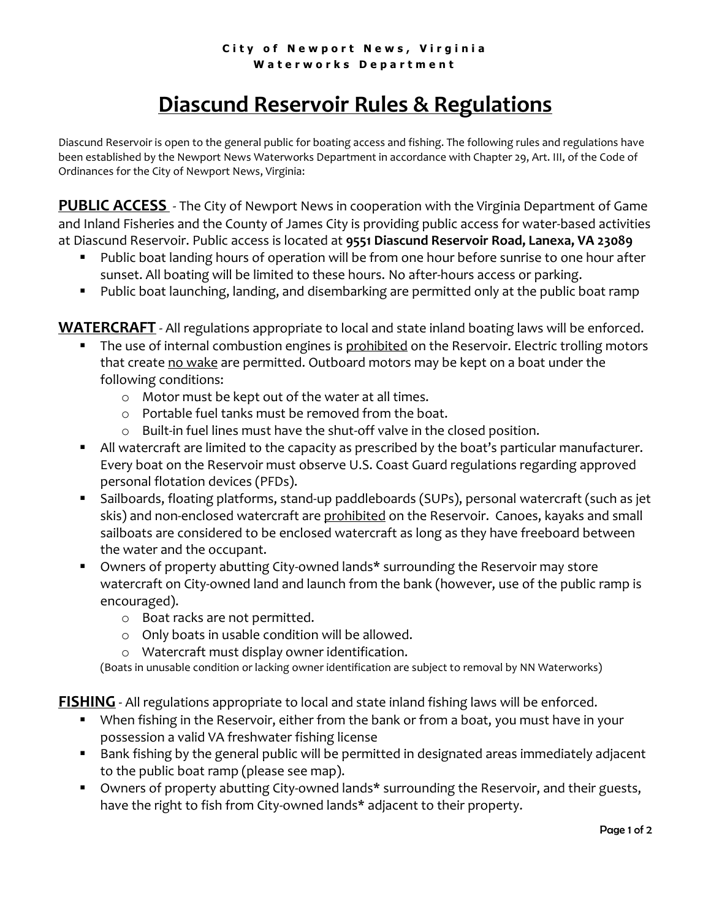City of Newport News, Virginia
Waterworks Department

# Diascund Reservoir Rules & Regulations

Diascund Reservoir is open to the general public for boating access and fishing. The following rules and regulations have been established by the Newport News Waterworks Department in accordance with Chapter 29, Art. III, of the Code of Ordinances for the City of Newport News, Virginia:

**PUBLIC ACCESS** - The City of Newport News in cooperation with the Virginia Department of Game and Inland Fisheries and the County of James City is providing public access for water-based activities at Diascund Reservoir. Public access is located at **9551 Diascund Reservoir Road, Lanexa, VA 23089**

- Public boat landing hours of operation will be from one hour before sunrise to one hour after sunset. All boating will be limited to these hours. No after-hours access or parking.
- Public boat launching, landing, and disembarking are permitted only at the public boat ramp

**WATERCRAFT** - All regulations appropriate to local and state inland boating laws will be enforced.

- The use of internal combustion engines is prohibited on the Reservoir. Electric trolling motors that create no wake are permitted. Outboard motors may be kept on a boat under the following conditions:
    - Motor must be kept out of the water at all times.
    - Portable fuel tanks must be removed from the boat.
    - Built-in fuel lines must have the shut-off valve in the closed position.
- All watercraft are limited to the capacity as prescribed by the boat's particular manufacturer. Every boat on the Reservoir must observe U.S. Coast Guard regulations regarding approved personal flotation devices (PFDs).
- Sailboards, floating platforms, stand-up paddleboards (SUPs), personal watercraft (such as jet skis) and non-enclosed watercraft are prohibited on the Reservoir. Canoes, kayaks and small sailboats are considered to be enclosed watercraft as long as they have freeboard between the water and the occupant.
- Owners of property abutting City-owned lands* surrounding the Reservoir may store watercraft on City-owned land and launch from the bank (however, use of the public ramp is encouraged).
    - Boat racks are not permitted.
    - Only boats in usable condition will be allowed.
    - Watercraft must display owner identification.

(Boats in unusable condition or lacking owner identification are subject to removal by NN Waterworks)

**FISHING** - All regulations appropriate to local and state inland fishing laws will be enforced.

- When fishing in the Reservoir, either from the bank or from a boat, you must have in your possession a valid VA freshwater fishing license
- Bank fishing by the general public will be permitted in designated areas immediately adjacent to the public boat ramp (please see map).
- Owners of property abutting City-owned lands* surrounding the Reservoir, and their guests, have the right to fish from City-owned lands* adjacent to their property.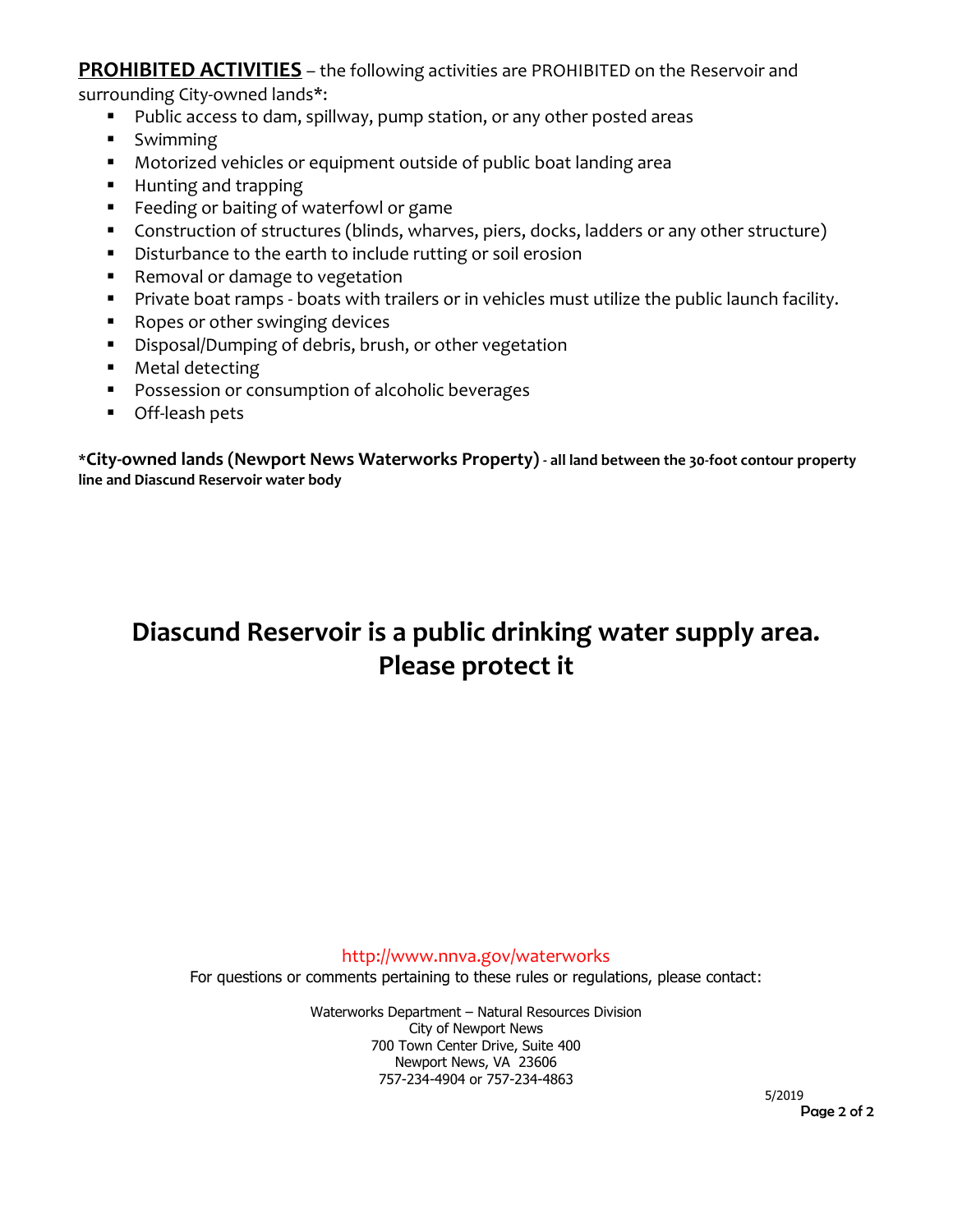**<u>PROHIBITED ACTIVITIES</u>** – the following activities are PROHIBITED on the Reservoir and surrounding City-owned lands*:

- Public access to dam, spillway, pump station, or any other posted areas
- Swimming
- Motorized vehicles or equipment outside of public boat landing area
- Hunting and trapping
- Feeding or baiting of waterfowl or game
- Construction of structures (blinds, wharves, piers, docks, ladders or any other structure)
- Disturbance to the earth to include rutting or soil erosion
- Removal or damage to vegetation
- Private boat ramps - boats with trailers or in vehicles must utilize the public launch facility.
- Ropes or other swinging devices
- Disposal/Dumping of debris, brush, or other vegetation
- Metal detecting
- Possession or consumption of alcoholic beverages
- Off-leash pets

***City-owned lands (Newport News Waterworks Property) - all land between the 30-foot contour property line and Diascund Reservoir water body**

# Diascund Reservoir is a public drinking water supply area. Please protect it

http://www.nnva.gov/waterworks

For questions or comments pertaining to these rules or regulations, please contact:

Waterworks Department – Natural Resources Division
City of Newport News
700 Town Center Drive, Suite 400
Newport News, VA 23606
757-234-4904 or 757-234-4863

5/2019